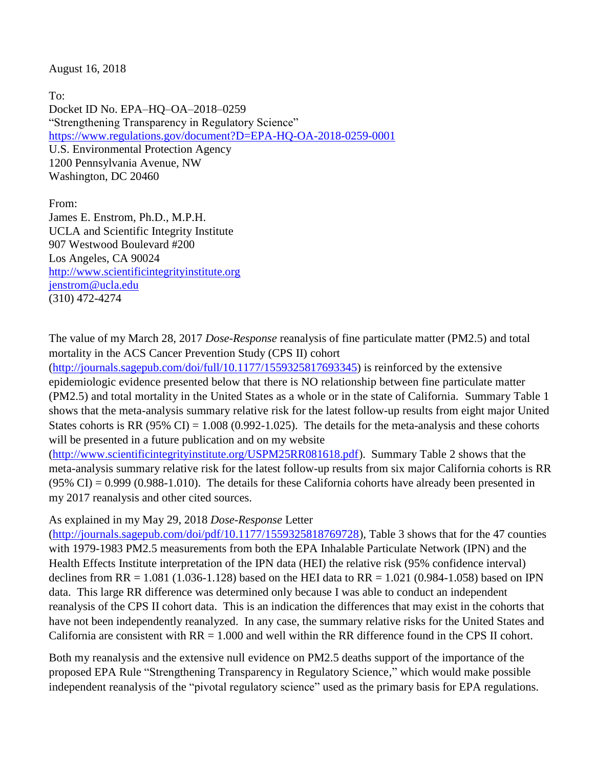August 16, 2018

To:
Docket ID No. EPA–HQ–OA–2018–0259
"Strengthening Transparency in Regulatory Science"
https://www.regulations.gov/document?D=EPA-HQ-OA-2018-0259-0001
U.S. Environmental Protection Agency
1200 Pennsylvania Avenue, NW
Washington, DC 20460

From:
James E. Enstrom, Ph.D., M.P.H.
UCLA and Scientific Integrity Institute
907 Westwood Boulevard #200
Los Angeles, CA 90024
http://www.scientificintegrityinstitute.org
jenstrom@ucla.edu
(310) 472-4274

The value of my March 28, 2017 *Dose-Response* reanalysis of fine particulate matter (PM2.5) and total mortality in the ACS Cancer Prevention Study (CPS II) cohort (http://journals.sagepub.com/doi/full/10.1177/1559325817693345) is reinforced by the extensive epidemiologic evidence presented below that there is NO relationship between fine particulate matter (PM2.5) and total mortality in the United States as a whole or in the state of California. Summary Table 1 shows that the meta-analysis summary relative risk for the latest follow-up results from eight major United States cohorts is RR (95% CI) = 1.008 (0.992-1.025). The details for the meta-analysis and these cohorts will be presented in a future publication and on my website (http://www.scientificintegrityinstitute.org/USPM25RR081618.pdf). Summary Table 2 shows that the meta-analysis summary relative risk for the latest follow-up results from six major California cohorts is RR (95% CI) = 0.999 (0.988-1.010). The details for these California cohorts have already been presented in my 2017 reanalysis and other cited sources.

As explained in my May 29, 2018 *Dose-Response* Letter (http://journals.sagepub.com/doi/pdf/10.1177/1559325818769728), Table 3 shows that for the 47 counties with 1979-1983 PM2.5 measurements from both the EPA Inhalable Particulate Network (IPN) and the Health Effects Institute interpretation of the IPN data (HEI) the relative risk (95% confidence interval) declines from RR = 1.081 (1.036-1.128) based on the HEI data to RR = 1.021 (0.984-1.058) based on IPN data. This large RR difference was determined only because I was able to conduct an independent reanalysis of the CPS II cohort data. This is an indication the differences that may exist in the cohorts that have not been independently reanalyzed. In any case, the summary relative risks for the United States and California are consistent with RR = 1.000 and well within the RR difference found in the CPS II cohort.

Both my reanalysis and the extensive null evidence on PM2.5 deaths support of the importance of the proposed EPA Rule "Strengthening Transparency in Regulatory Science," which would make possible independent reanalysis of the "pivotal regulatory science" used as the primary basis for EPA regulations.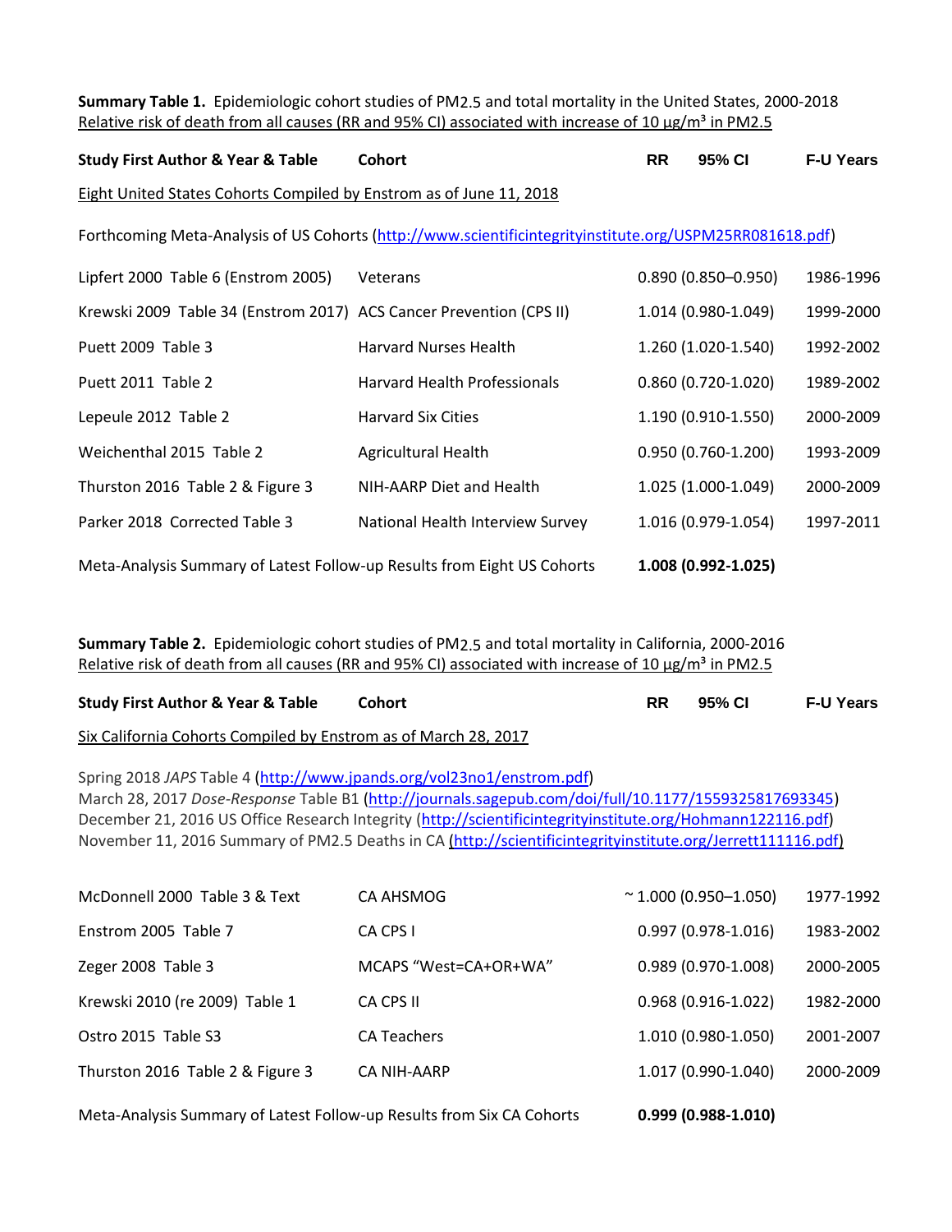**Summary Table 1.** Epidemiologic cohort studies of PM2.5 and total mortality in the United States, 2000-2018
Relative risk of death from all causes (RR and 95% CI) associated with increase of 10 μg/m³ in PM2.5

| Study First Author & Year & Table | Cohort | RR 95% CI | F-U Years |
|---|---|---|---|
| Eight United States Cohorts Compiled by Enstrom as of June 11, 2018 | | | |
| Forthcoming Meta-Analysis of US Cohorts (http://www.scientificintegrityinstitute.org/USPM25RR081618.pdf) | | | |
| Lipfert 2000 Table 6 (Enstrom 2005) | Veterans | 0.890 (0.850–0.950) | 1986-1996 |
| Krewski 2009 Table 34 (Enstrom 2017) | ACS Cancer Prevention (CPS II) | 1.014 (0.980-1.049) | 1999-2000 |
| Puett 2009 Table 3 | Harvard Nurses Health | 1.260 (1.020-1.540) | 1992-2002 |
| Puett 2011 Table 2 | Harvard Health Professionals | 0.860 (0.720-1.020) | 1989-2002 |
| Lepeule 2012 Table 2 | Harvard Six Cities | 1.190 (0.910-1.550) | 2000-2009 |
| Weichenthal 2015 Table 2 | Agricultural Health | 0.950 (0.760-1.200) | 1993-2009 |
| Thurston 2016 Table 2 & Figure 3 | NIH-AARP Diet and Health | 1.025 (1.000-1.049) | 2000-2009 |
| Parker 2018 Corrected Table 3 | National Health Interview Survey | 1.016 (0.979-1.054) | 1997-2011 |
| Meta-Analysis Summary of Latest Follow-up Results from Eight US Cohorts | | **1.008 (0.992-1.025)** | |

**Summary Table 2.** Epidemiologic cohort studies of PM2.5 and total mortality in California, 2000-2016
Relative risk of death from all causes (RR and 95% CI) associated with increase of 10 μg/m³ in PM2.5

| Study First Author & Year & Table | Cohort | RR 95% CI | F-U Years |
|---|---|---|---|
| Six California Cohorts Compiled by Enstrom as of March 28, 2017 | | | |
| Spring 2018 *JAPS* Table 4 (http://www.jpands.org/vol23no1/enstrom.pdf)<br>March 28, 2017 *Dose-Response* Table B1 (http://journals.sagepub.com/doi/full/10.1177/1559325817693345)<br>December 21, 2016 US Office Research Integrity (http://scientificintegrityinstitute.org/Hohmann122116.pdf)<br>November 11, 2016 Summary of PM2.5 Deaths in CA (http://scientificintegrityinstitute.org/Jerrett111116.pdf) | | | |
| McDonnell 2000 Table 3 & Text | CA AHSMOG | ~ 1.000 (0.950–1.050) | 1977-1992 |
| Enstrom 2005 Table 7 | CA CPS I | 0.997 (0.978-1.016) | 1983-2002 |
| Zeger 2008 Table 3 | MCAPS "West=CA+OR+WA" | 0.989 (0.970-1.008) | 2000-2005 |
| Krewski 2010 (re 2009) Table 1 | CA CPS II | 0.968 (0.916-1.022) | 1982-2000 |
| Ostro 2015 Table S3 | CA Teachers | 1.010 (0.980-1.050) | 2001-2007 |
| Thurston 2016 Table 2 & Figure 3 | CA NIH-AARP | 1.017 (0.990-1.040) | 2000-2009 |
| Meta-Analysis Summary of Latest Follow-up Results from Six CA Cohorts | | **0.999 (0.988-1.010)** | |